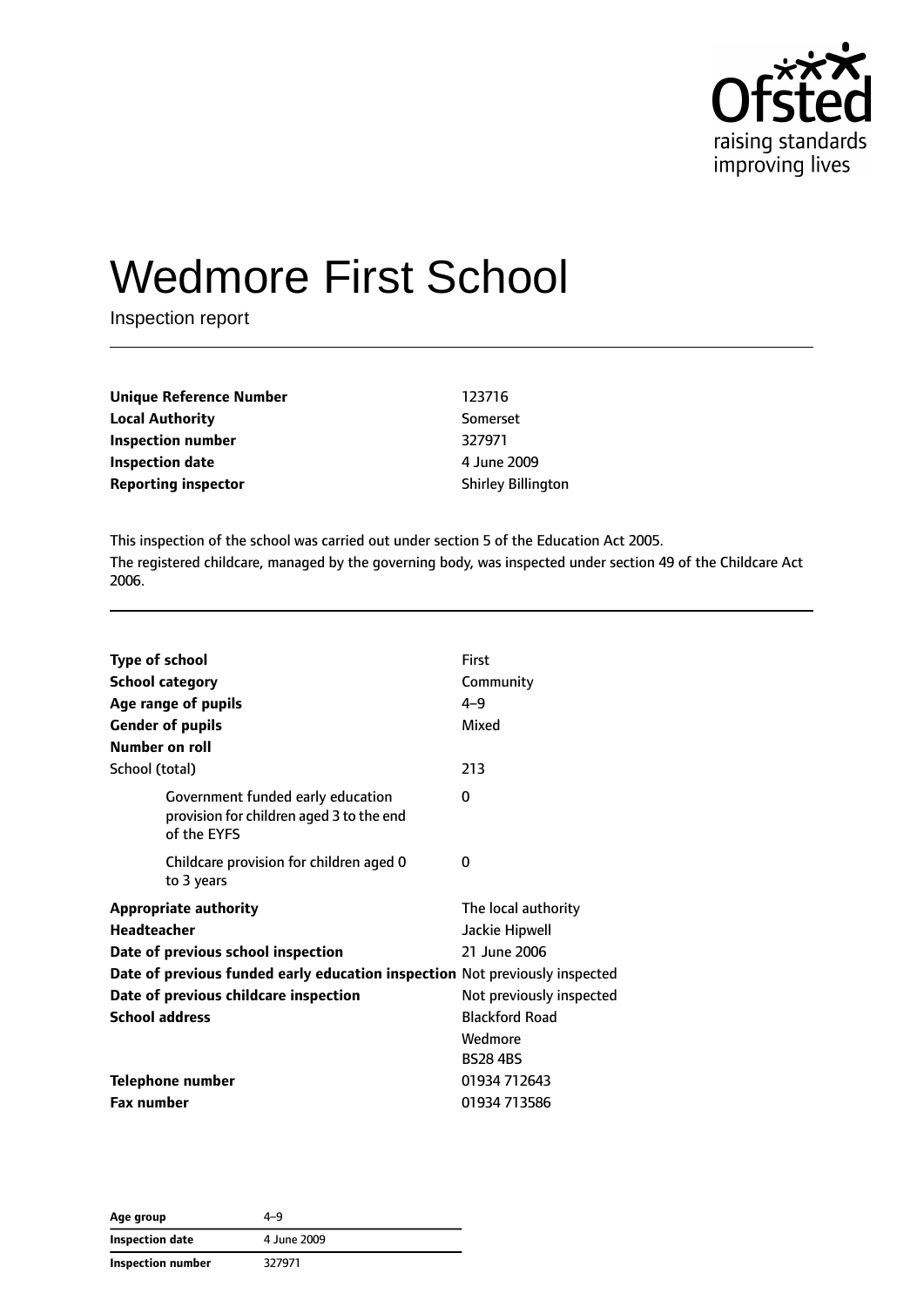# Wedmore First School

Inspection report

| | |
|---|---|
| **Unique Reference Number** | 123716 |
| **Local Authority** | Somerset |
| **Inspection number** | 327971 |
| **Inspection date** | 4 June 2009 |
| **Reporting inspector** | Shirley Billington |

This inspection of the school was carried out under section 5 of the Education Act 2005.

The registered childcare, managed by the governing body, was inspected under section 49 of the Childcare Act 2006.

| | |
|---|---|
| **Type of school** | First |
| **School category** | Community |
| **Age range of pupils** | 4–9 |
| **Gender of pupils** | Mixed |
| **Number on roll** | |
| School (total) | 213 |
| Government funded early education provision for children aged 3 to the end of the EYFS | 0 |
| Childcare provision for children aged 0 to 3 years | 0 |
| **Appropriate authority** | The local authority |
| **Headteacher** | Jackie Hipwell |
| **Date of previous school inspection** | 21 June 2006 |
| **Date of previous funded early education inspection** | Not previously inspected |
| **Date of previous childcare inspection** | Not previously inspected |
| **School address** | Blackford Road<br>Wedmore<br>BS28 4BS |
| **Telephone number** | 01934 712643 |
| **Fax number** | 01934 713586 |

| | |
|---|---|
| **Age group** | 4–9 |
| **Inspection date** | 4 June 2009 |
| **Inspection number** | 327971 |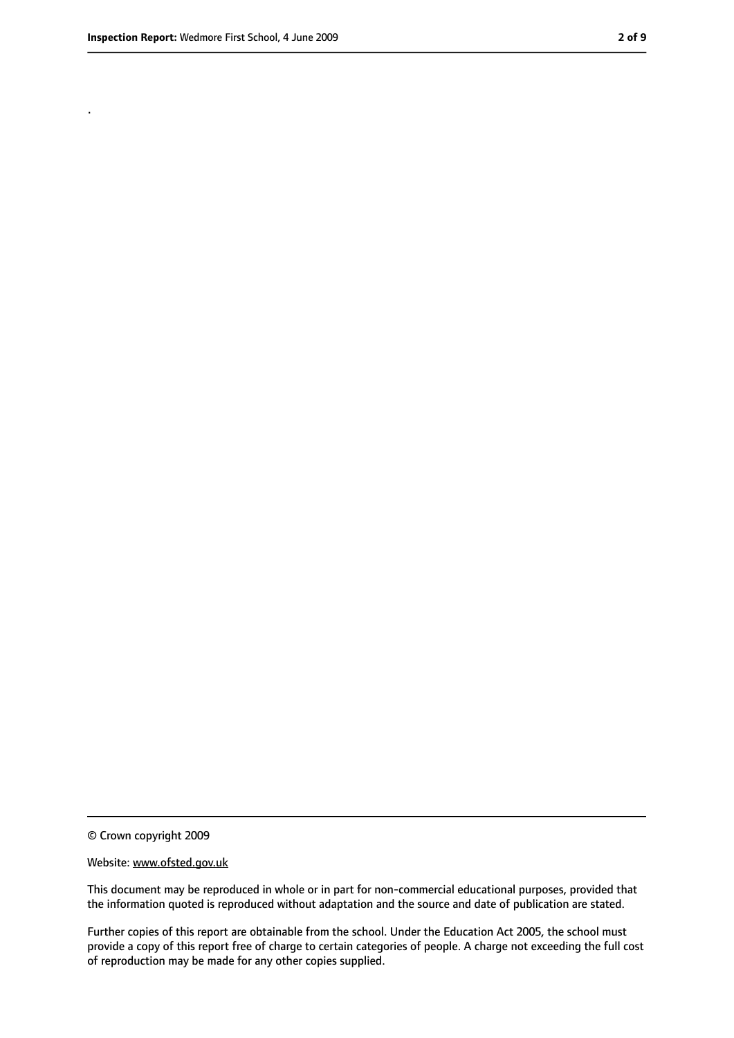.

© Crown copyright 2009

Website: www.ofsted.gov.uk

This document may be reproduced in whole or in part for non-commercial educational purposes, provided that the information quoted is reproduced without adaptation and the source and date of publication are stated.

Further copies of this report are obtainable from the school. Under the Education Act 2005, the school must provide a copy of this report free of charge to certain categories of people. A charge not exceeding the full cost of reproduction may be made for any other copies supplied.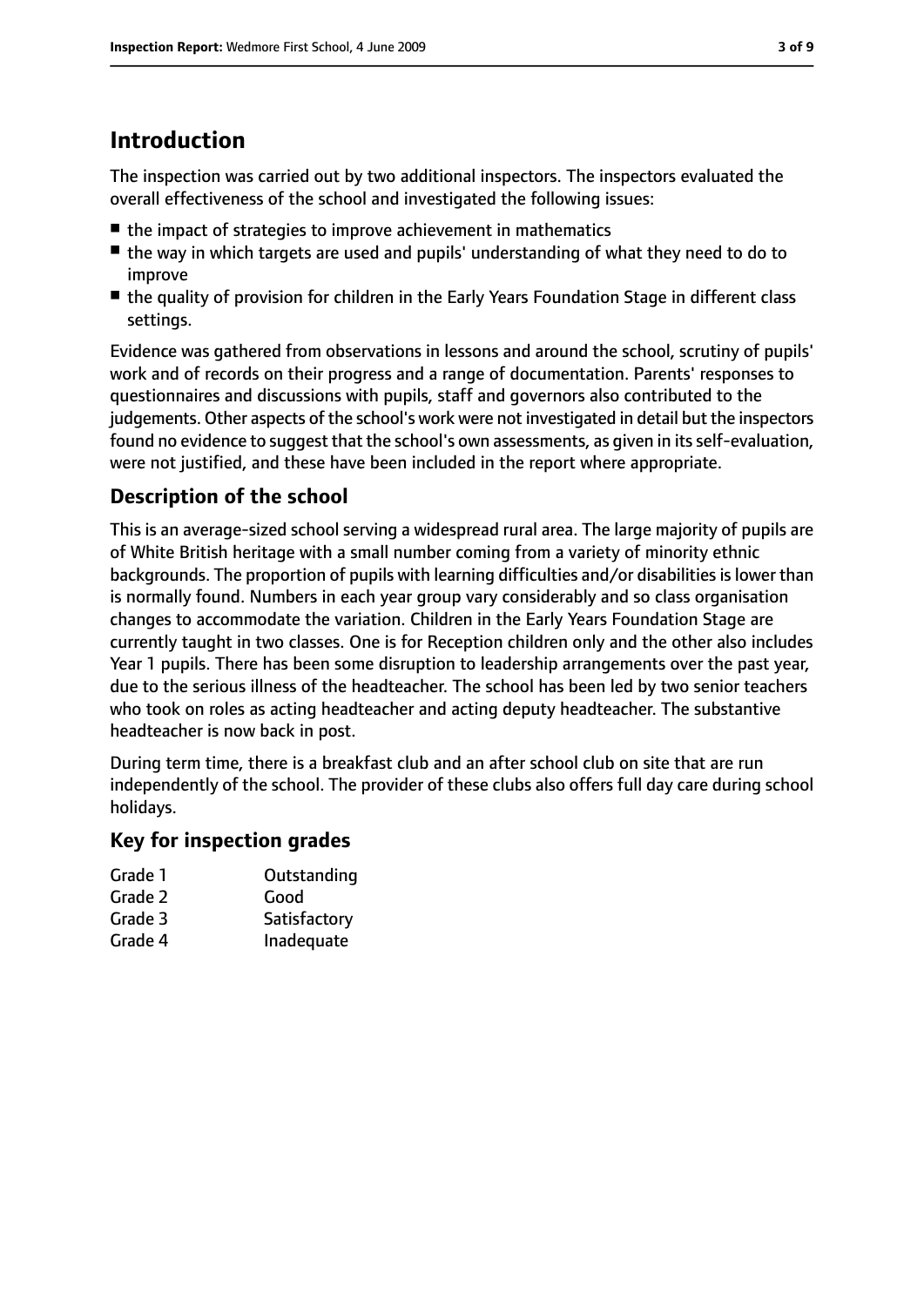## Introduction

The inspection was carried out by two additional inspectors. The inspectors evaluated the overall effectiveness of the school and investigated the following issues:

- the impact of strategies to improve achievement in mathematics
- the way in which targets are used and pupils' understanding of what they need to do to improve
- the quality of provision for children in the Early Years Foundation Stage in different class settings.

Evidence was gathered from observations in lessons and around the school, scrutiny of pupils' work and of records on their progress and a range of documentation. Parents' responses to questionnaires and discussions with pupils, staff and governors also contributed to the judgements. Other aspects of the school's work were not investigated in detail but the inspectors found no evidence to suggest that the school's own assessments, as given in its self-evaluation, were not justified, and these have been included in the report where appropriate.

### Description of the school

This is an average-sized school serving a widespread rural area. The large majority of pupils are of White British heritage with a small number coming from a variety of minority ethnic backgrounds. The proportion of pupils with learning difficulties and/or disabilities is lower than is normally found. Numbers in each year group vary considerably and so class organisation changes to accommodate the variation. Children in the Early Years Foundation Stage are currently taught in two classes. One is for Reception children only and the other also includes Year 1 pupils. There has been some disruption to leadership arrangements over the past year, due to the serious illness of the headteacher. The school has been led by two senior teachers who took on roles as acting headteacher and acting deputy headteacher. The substantive headteacher is now back in post.

During term time, there is a breakfast club and an after school club on site that are run independently of the school. The provider of these clubs also offers full day care during school holidays.

### Key for inspection grades

| | |
|---|---|
| Grade 1 | Outstanding |
| Grade 2 | Good |
| Grade 3 | Satisfactory |
| Grade 4 | Inadequate |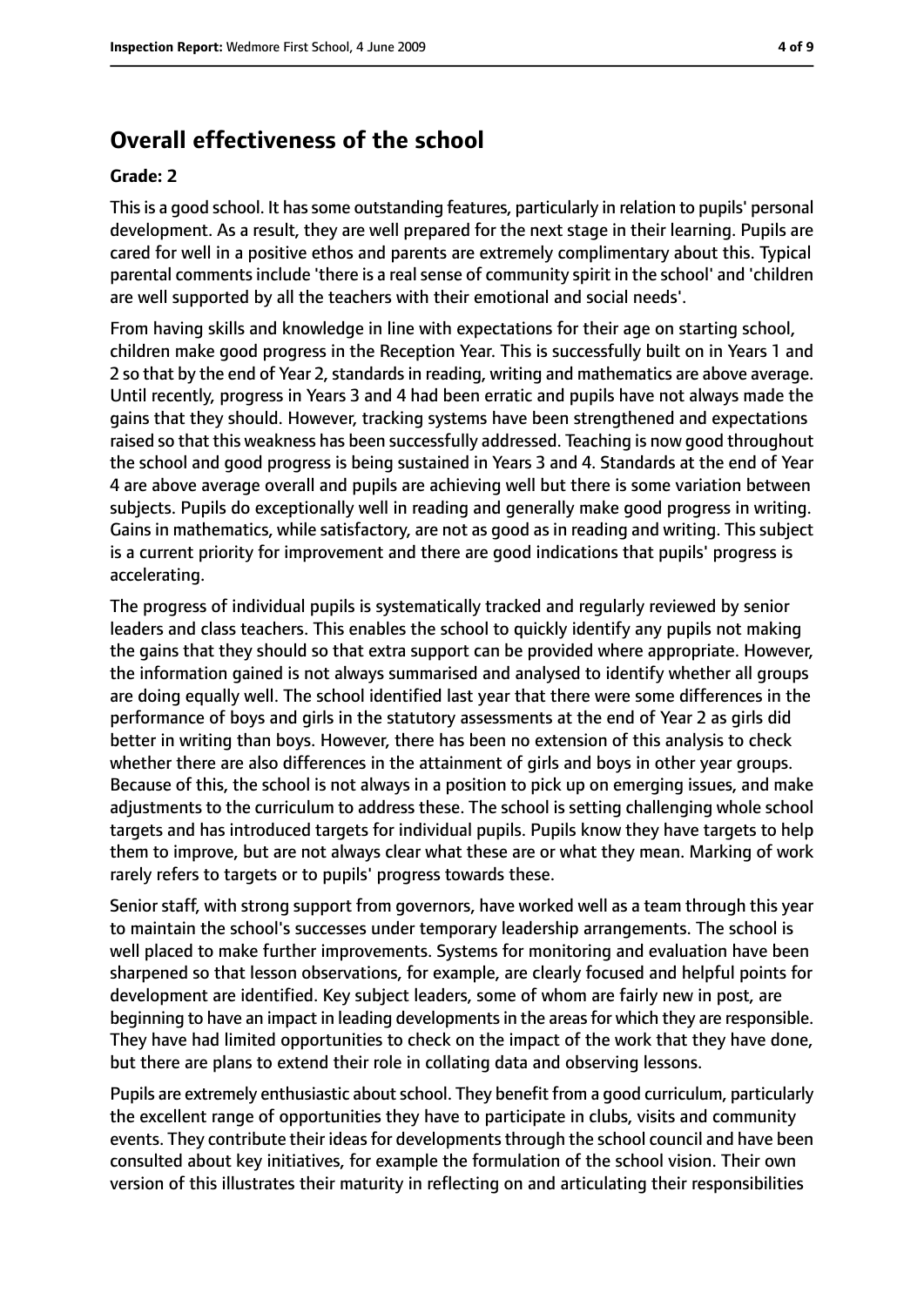## Overall effectiveness of the school

### Grade: 2

This is a good school. It has some outstanding features, particularly in relation to pupils' personal development. As a result, they are well prepared for the next stage in their learning. Pupils are cared for well in a positive ethos and parents are extremely complimentary about this. Typical parental comments include 'there is a real sense of community spirit in the school' and 'children are well supported by all the teachers with their emotional and social needs'.

From having skills and knowledge in line with expectations for their age on starting school, children make good progress in the Reception Year. This is successfully built on in Years 1 and 2 so that by the end of Year 2, standards in reading, writing and mathematics are above average. Until recently, progress in Years 3 and 4 had been erratic and pupils have not always made the gains that they should. However, tracking systems have been strengthened and expectations raised so that this weakness has been successfully addressed. Teaching is now good throughout the school and good progress is being sustained in Years 3 and 4. Standards at the end of Year 4 are above average overall and pupils are achieving well but there is some variation between subjects. Pupils do exceptionally well in reading and generally make good progress in writing. Gains in mathematics, while satisfactory, are not as good as in reading and writing. This subject is a current priority for improvement and there are good indications that pupils' progress is accelerating.

The progress of individual pupils is systematically tracked and regularly reviewed by senior leaders and class teachers. This enables the school to quickly identify any pupils not making the gains that they should so that extra support can be provided where appropriate. However, the information gained is not always summarised and analysed to identify whether all groups are doing equally well. The school identified last year that there were some differences in the performance of boys and girls in the statutory assessments at the end of Year 2 as girls did better in writing than boys. However, there has been no extension of this analysis to check whether there are also differences in the attainment of girls and boys in other year groups. Because of this, the school is not always in a position to pick up on emerging issues, and make adjustments to the curriculum to address these. The school is setting challenging whole school targets and has introduced targets for individual pupils. Pupils know they have targets to help them to improve, but are not always clear what these are or what they mean. Marking of work rarely refers to targets or to pupils' progress towards these.

Senior staff, with strong support from governors, have worked well as a team through this year to maintain the school's successes under temporary leadership arrangements. The school is well placed to make further improvements. Systems for monitoring and evaluation have been sharpened so that lesson observations, for example, are clearly focused and helpful points for development are identified. Key subject leaders, some of whom are fairly new in post, are beginning to have an impact in leading developments in the areas for which they are responsible. They have had limited opportunities to check on the impact of the work that they have done, but there are plans to extend their role in collating data and observing lessons.

Pupils are extremely enthusiastic about school. They benefit from a good curriculum, particularly the excellent range of opportunities they have to participate in clubs, visits and community events. They contribute their ideas for developments through the school council and have been consulted about key initiatives, for example the formulation of the school vision. Their own version of this illustrates their maturity in reflecting on and articulating their responsibilities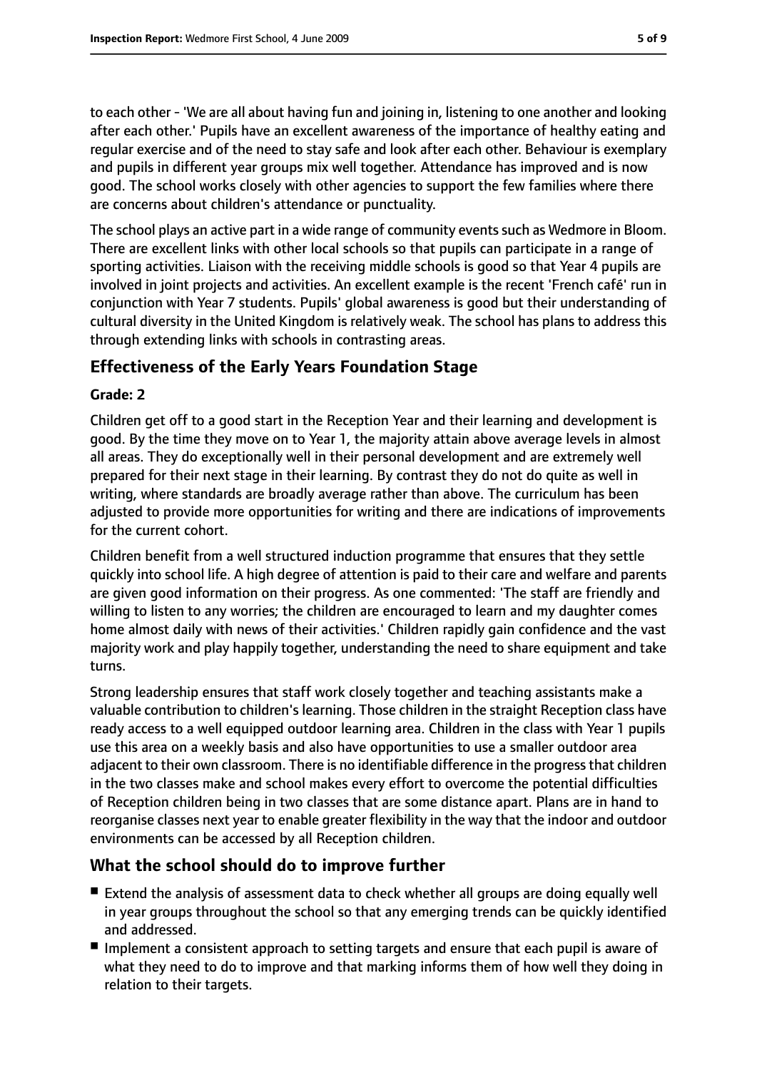to each other - 'We are all about having fun and joining in, listening to one another and looking after each other.' Pupils have an excellent awareness of the importance of healthy eating and regular exercise and of the need to stay safe and look after each other. Behaviour is exemplary and pupils in different year groups mix well together. Attendance has improved and is now good. The school works closely with other agencies to support the few families where there are concerns about children's attendance or punctuality.

The school plays an active part in a wide range of community events such as Wedmore in Bloom. There are excellent links with other local schools so that pupils can participate in a range of sporting activities. Liaison with the receiving middle schools is good so that Year 4 pupils are involved in joint projects and activities. An excellent example is the recent 'French café' run in conjunction with Year 7 students. Pupils' global awareness is good but their understanding of cultural diversity in the United Kingdom is relatively weak. The school has plans to address this through extending links with schools in contrasting areas.

## Effectiveness of the Early Years Foundation Stage

**Grade: 2**

Children get off to a good start in the Reception Year and their learning and development is good. By the time they move on to Year 1, the majority attain above average levels in almost all areas. They do exceptionally well in their personal development and are extremely well prepared for their next stage in their learning. By contrast they do not do quite as well in writing, where standards are broadly average rather than above. The curriculum has been adjusted to provide more opportunities for writing and there are indications of improvements for the current cohort.

Children benefit from a well structured induction programme that ensures that they settle quickly into school life. A high degree of attention is paid to their care and welfare and parents are given good information on their progress. As one commented: 'The staff are friendly and willing to listen to any worries; the children are encouraged to learn and my daughter comes home almost daily with news of their activities.' Children rapidly gain confidence and the vast majority work and play happily together, understanding the need to share equipment and take turns.

Strong leadership ensures that staff work closely together and teaching assistants make a valuable contribution to children's learning. Those children in the straight Reception class have ready access to a well equipped outdoor learning area. Children in the class with Year 1 pupils use this area on a weekly basis and also have opportunities to use a smaller outdoor area adjacent to their own classroom. There is no identifiable difference in the progress that children in the two classes make and school makes every effort to overcome the potential difficulties of Reception children being in two classes that are some distance apart. Plans are in hand to reorganise classes next year to enable greater flexibility in the way that the indoor and outdoor environments can be accessed by all Reception children.

## What the school should do to improve further

- Extend the analysis of assessment data to check whether all groups are doing equally well in year groups throughout the school so that any emerging trends can be quickly identified and addressed.
- Implement a consistent approach to setting targets and ensure that each pupil is aware of what they need to do to improve and that marking informs them of how well they doing in relation to their targets.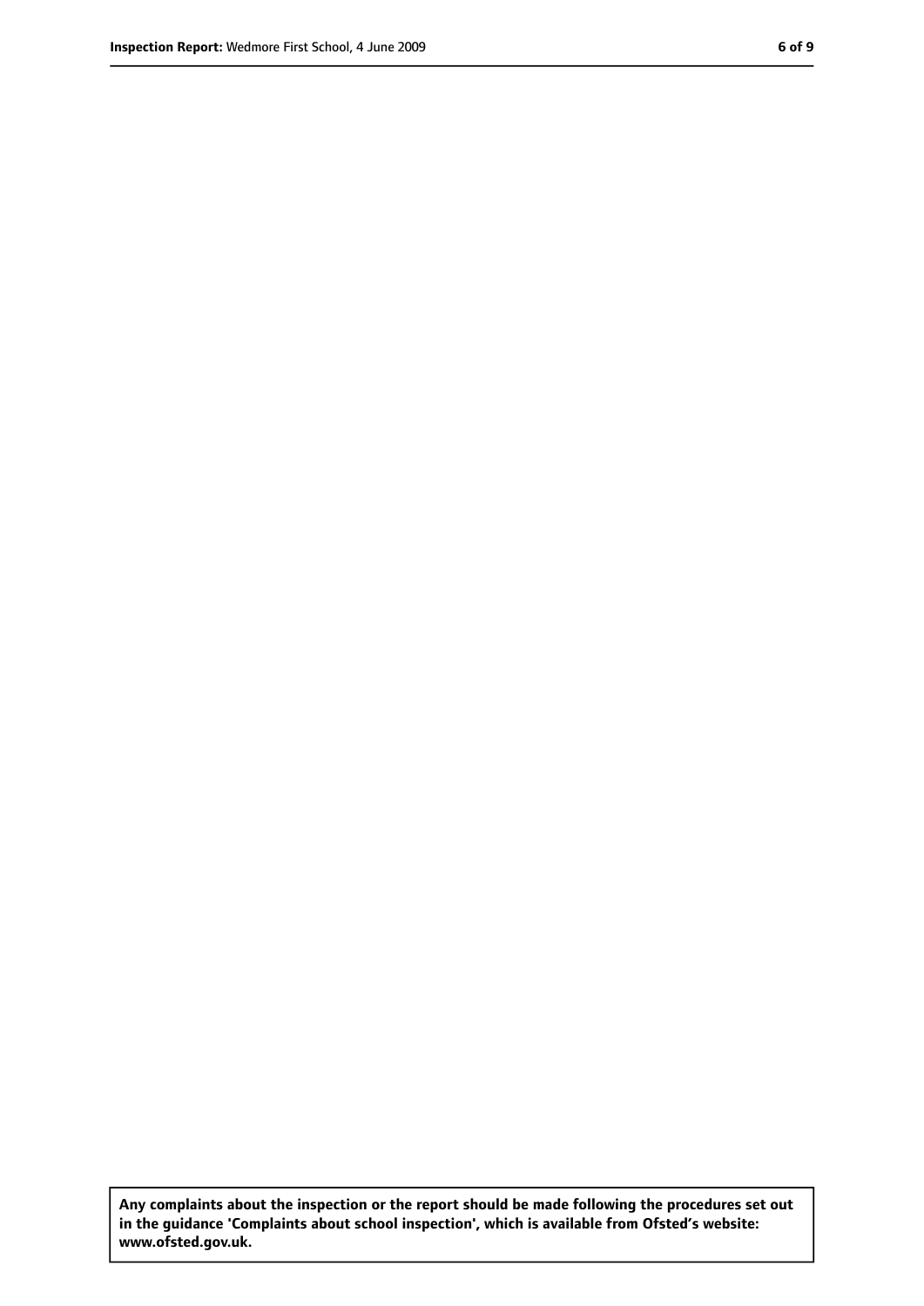**Any complaints about the inspection or the report should be made following the procedures set out in the guidance 'Complaints about school inspection', which is available from Ofsted's website: www.ofsted.gov.uk.**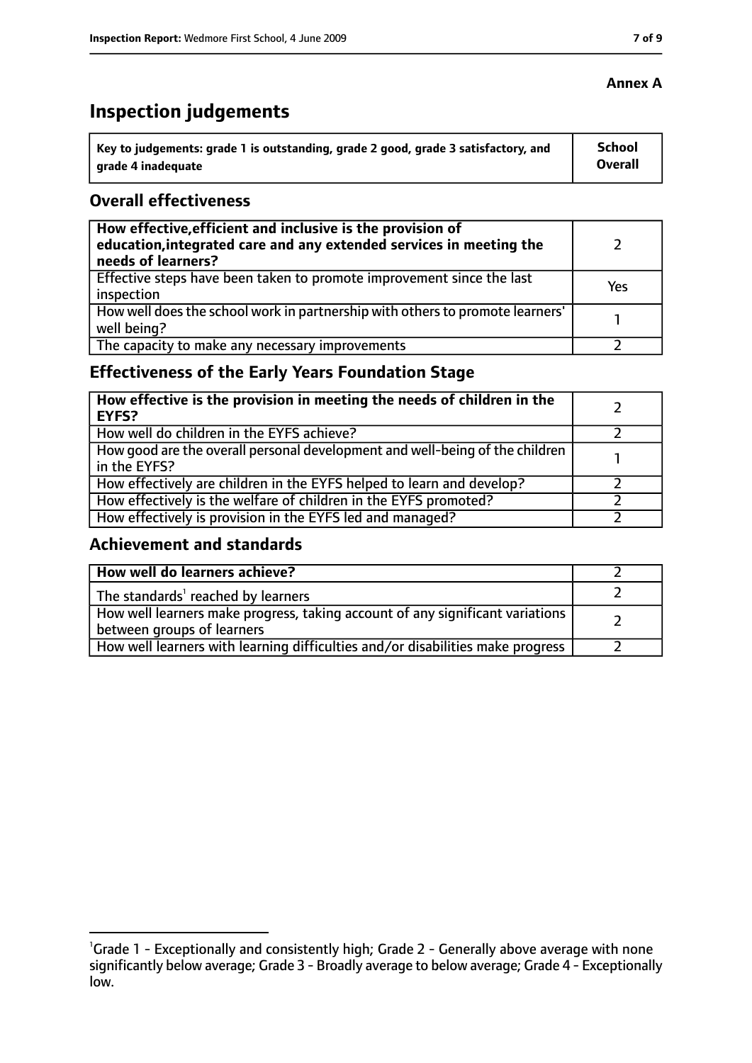**Annex A**

# Inspection judgements

| Key to judgements: grade 1 is outstanding, grade 2 good, grade 3 satisfactory, and grade 4 inadequate | School Overall |
|---|---|

## Overall effectiveness

| How effective, efficient and inclusive is the provision of education, integrated care and any extended services in meeting the needs of learners? | 2 |
|---|---|
| Effective steps have been taken to promote improvement since the last inspection | Yes |
| How well does the school work in partnership with others to promote learners' well being? | 1 |
| The capacity to make any necessary improvements | 2 |

## Effectiveness of the Early Years Foundation Stage

| How effective is the provision in meeting the needs of children in the EYFS? | 2 |
|---|---|
| How well do children in the EYFS achieve? | 2 |
| How good are the overall personal development and well-being of the children in the EYFS? | 1 |
| How effectively are children in the EYFS helped to learn and develop? | 2 |
| How effectively is the welfare of children in the EYFS promoted? | 2 |
| How effectively is provision in the EYFS led and managed? | 2 |

## Achievement and standards

| How well do learners achieve? | 2 |
|---|---|
| The standards[1] reached by learners | 2 |
| How well learners make progress, taking account of any significant variations between groups of learners | 2 |
| How well learners with learning difficulties and/or disabilities make progress | 2 |

[1]Grade 1 - Exceptionally and consistently high; Grade 2 - Generally above average with none significantly below average; Grade 3 - Broadly average to below average; Grade 4 - Exceptionally low.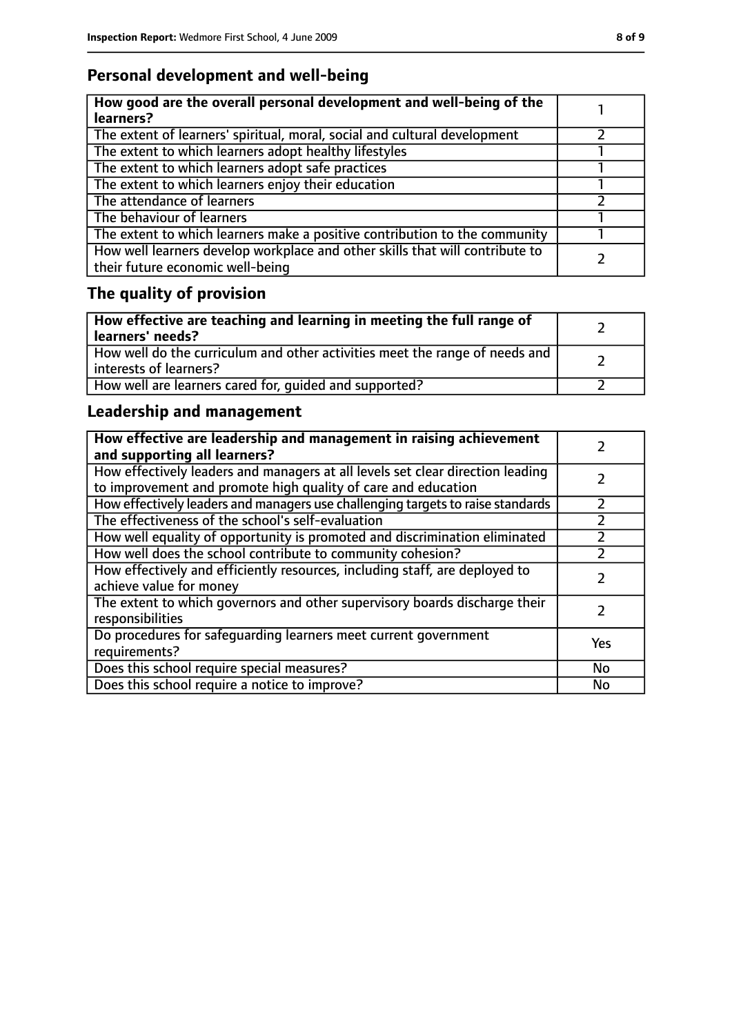## Personal development and well-being

| How good are the overall personal development and well-being of the learners? | 1 |
|---|---|
| The extent of learners' spiritual, moral, social and cultural development | 2 |
| The extent to which learners adopt healthy lifestyles | 1 |
| The extent to which learners adopt safe practices | 1 |
| The extent to which learners enjoy their education | 1 |
| The attendance of learners | 2 |
| The behaviour of learners | 1 |
| The extent to which learners make a positive contribution to the community | 1 |
| How well learners develop workplace and other skills that will contribute to their future economic well-being | 2 |

## The quality of provision

| How effective are teaching and learning in meeting the full range of learners' needs? | 2 |
|---|---|
| How well do the curriculum and other activities meet the range of needs and interests of learners? | 2 |
| How well are learners cared for, guided and supported? | 2 |

## Leadership and management

| How effective are leadership and management in raising achievement and supporting all learners? | 2 |
|---|---|
| How effectively leaders and managers at all levels set clear direction leading to improvement and promote high quality of care and education | 2 |
| How effectively leaders and managers use challenging targets to raise standards | 2 |
| The effectiveness of the school's self-evaluation | 2 |
| How well equality of opportunity is promoted and discrimination eliminated | 2 |
| How well does the school contribute to community cohesion? | 2 |
| How effectively and efficiently resources, including staff, are deployed to achieve value for money | 2 |
| The extent to which governors and other supervisory boards discharge their responsibilities | 2 |
| Do procedures for safeguarding learners meet current government requirements? | Yes |
| Does this school require special measures? | No |
| Does this school require a notice to improve? | No |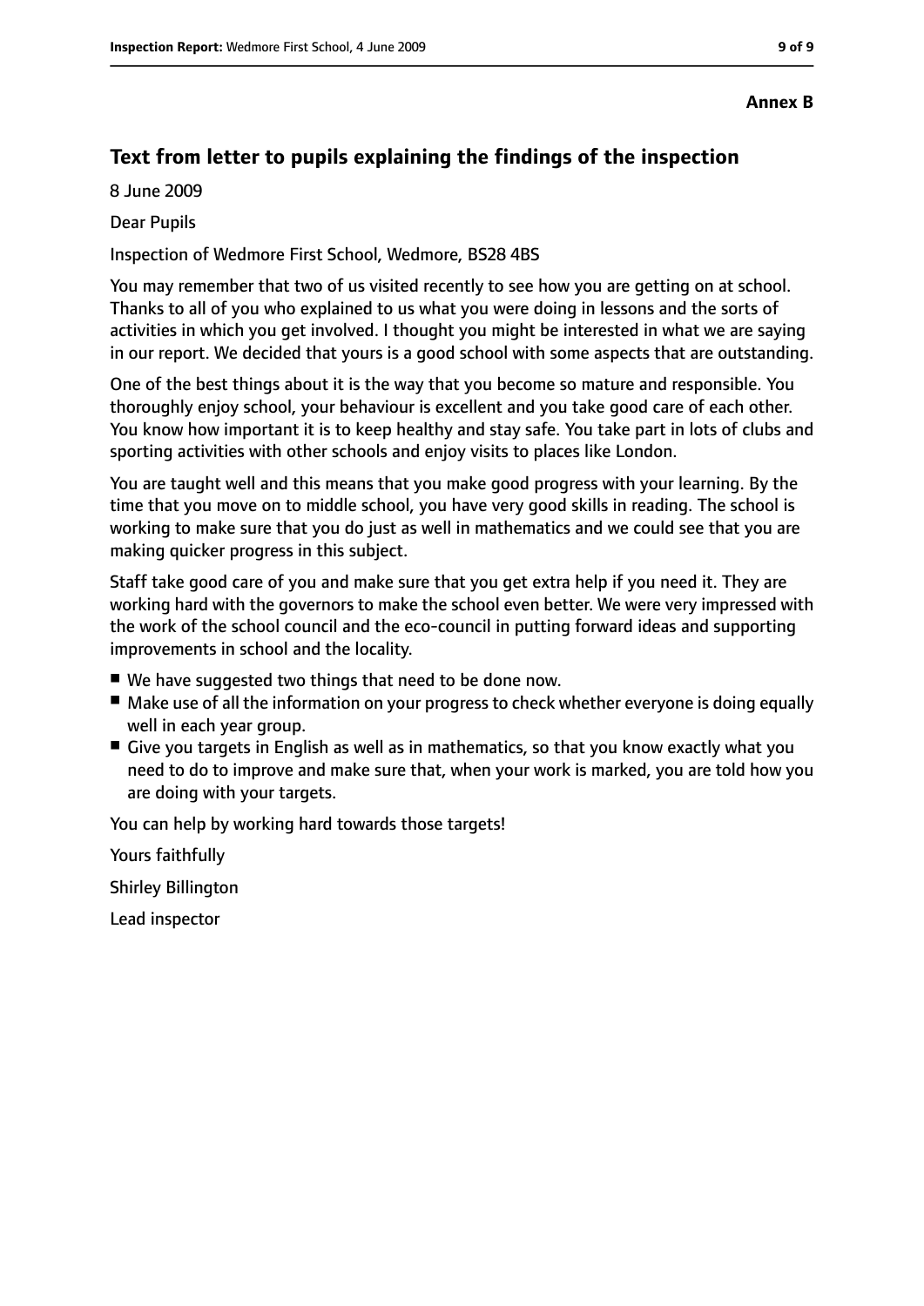**Annex B**

## Text from letter to pupils explaining the findings of the inspection

8 June 2009

Dear Pupils

Inspection of Wedmore First School, Wedmore, BS28 4BS

You may remember that two of us visited recently to see how you are getting on at school. Thanks to all of you who explained to us what you were doing in lessons and the sorts of activities in which you get involved. I thought you might be interested in what we are saying in our report. We decided that yours is a good school with some aspects that are outstanding.

One of the best things about it is the way that you become so mature and responsible. You thoroughly enjoy school, your behaviour is excellent and you take good care of each other. You know how important it is to keep healthy and stay safe. You take part in lots of clubs and sporting activities with other schools and enjoy visits to places like London.

You are taught well and this means that you make good progress with your learning. By the time that you move on to middle school, you have very good skills in reading. The school is working to make sure that you do just as well in mathematics and we could see that you are making quicker progress in this subject.

Staff take good care of you and make sure that you get extra help if you need it. They are working hard with the governors to make the school even better. We were very impressed with the work of the school council and the eco-council in putting forward ideas and supporting improvements in school and the locality.

- We have suggested two things that need to be done now.
- Make use of all the information on your progress to check whether everyone is doing equally well in each year group.
- Give you targets in English as well as in mathematics, so that you know exactly what you need to do to improve and make sure that, when your work is marked, you are told how you are doing with your targets.

You can help by working hard towards those targets!

Yours faithfully

Shirley Billington

Lead inspector